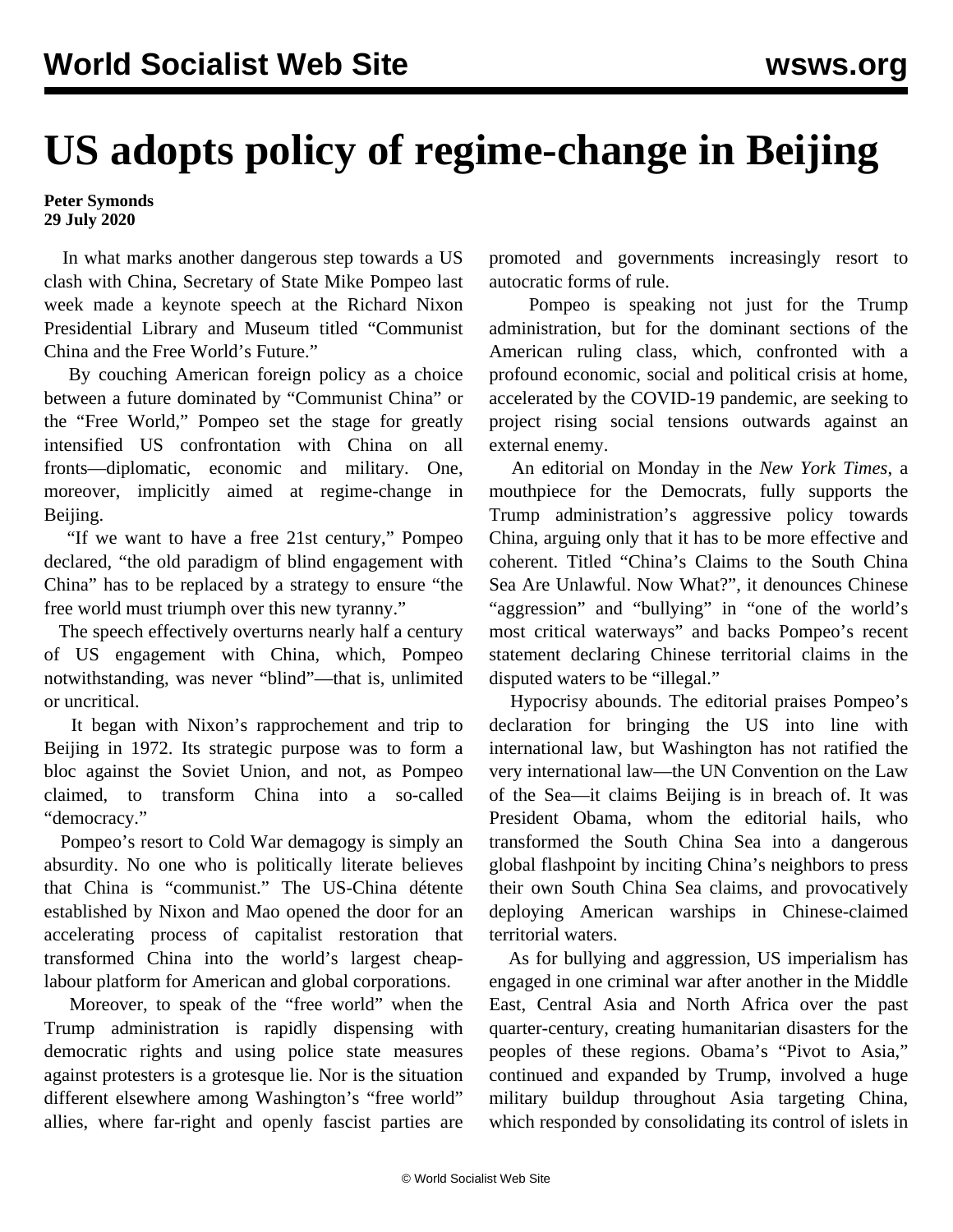# US adopts policy of regime-change in Beijing

**Peter Symonds**
**29 July 2020**

In what marks another dangerous step towards a US clash with China, Secretary of State Mike Pompeo last week made a keynote speech at the Richard Nixon Presidential Library and Museum titled "Communist China and the Free World's Future."

By couching American foreign policy as a choice between a future dominated by "Communist China" or the "Free World," Pompeo set the stage for greatly intensified US confrontation with China on all fronts—diplomatic, economic and military. One, moreover, implicitly aimed at regime-change in Beijing.

"If we want to have a free 21st century," Pompeo declared, "the old paradigm of blind engagement with China" has to be replaced by a strategy to ensure "the free world must triumph over this new tyranny."

The speech effectively overturns nearly half a century of US engagement with China, which, Pompeo notwithstanding, was never "blind"—that is, unlimited or uncritical.

It began with Nixon's rapprochement and trip to Beijing in 1972. Its strategic purpose was to form a bloc against the Soviet Union, and not, as Pompeo claimed, to transform China into a so-called "democracy."

Pompeo's resort to Cold War demagogy is simply an absurdity. No one who is politically literate believes that China is "communist." The US-China détente established by Nixon and Mao opened the door for an accelerating process of capitalist restoration that transformed China into the world's largest cheap-labour platform for American and global corporations.

Moreover, to speak of the "free world" when the Trump administration is rapidly dispensing with democratic rights and using police state measures against protesters is a grotesque lie. Nor is the situation different elsewhere among Washington's "free world" allies, where far-right and openly fascist parties are promoted and governments increasingly resort to autocratic forms of rule.

Pompeo is speaking not just for the Trump administration, but for the dominant sections of the American ruling class, which, confronted with a profound economic, social and political crisis at home, accelerated by the COVID-19 pandemic, are seeking to project rising social tensions outwards against an external enemy.

An editorial on Monday in the *New York Times*, a mouthpiece for the Democrats, fully supports the Trump administration's aggressive policy towards China, arguing only that it has to be more effective and coherent. Titled "China's Claims to the South China Sea Are Unlawful. Now What?", it denounces Chinese "aggression" and "bullying" in "one of the world's most critical waterways" and backs Pompeo's recent statement declaring Chinese territorial claims in the disputed waters to be "illegal."

Hypocrisy abounds. The editorial praises Pompeo's declaration for bringing the US into line with international law, but Washington has not ratified the very international law—the UN Convention on the Law of the Sea—it claims Beijing is in breach of. It was President Obama, whom the editorial hails, who transformed the South China Sea into a dangerous global flashpoint by inciting China's neighbors to press their own South China Sea claims, and provocatively deploying American warships in Chinese-claimed territorial waters.

As for bullying and aggression, US imperialism has engaged in one criminal war after another in the Middle East, Central Asia and North Africa over the past quarter-century, creating humanitarian disasters for the peoples of these regions. Obama's "Pivot to Asia," continued and expanded by Trump, involved a huge military buildup throughout Asia targeting China, which responded by consolidating its control of islets in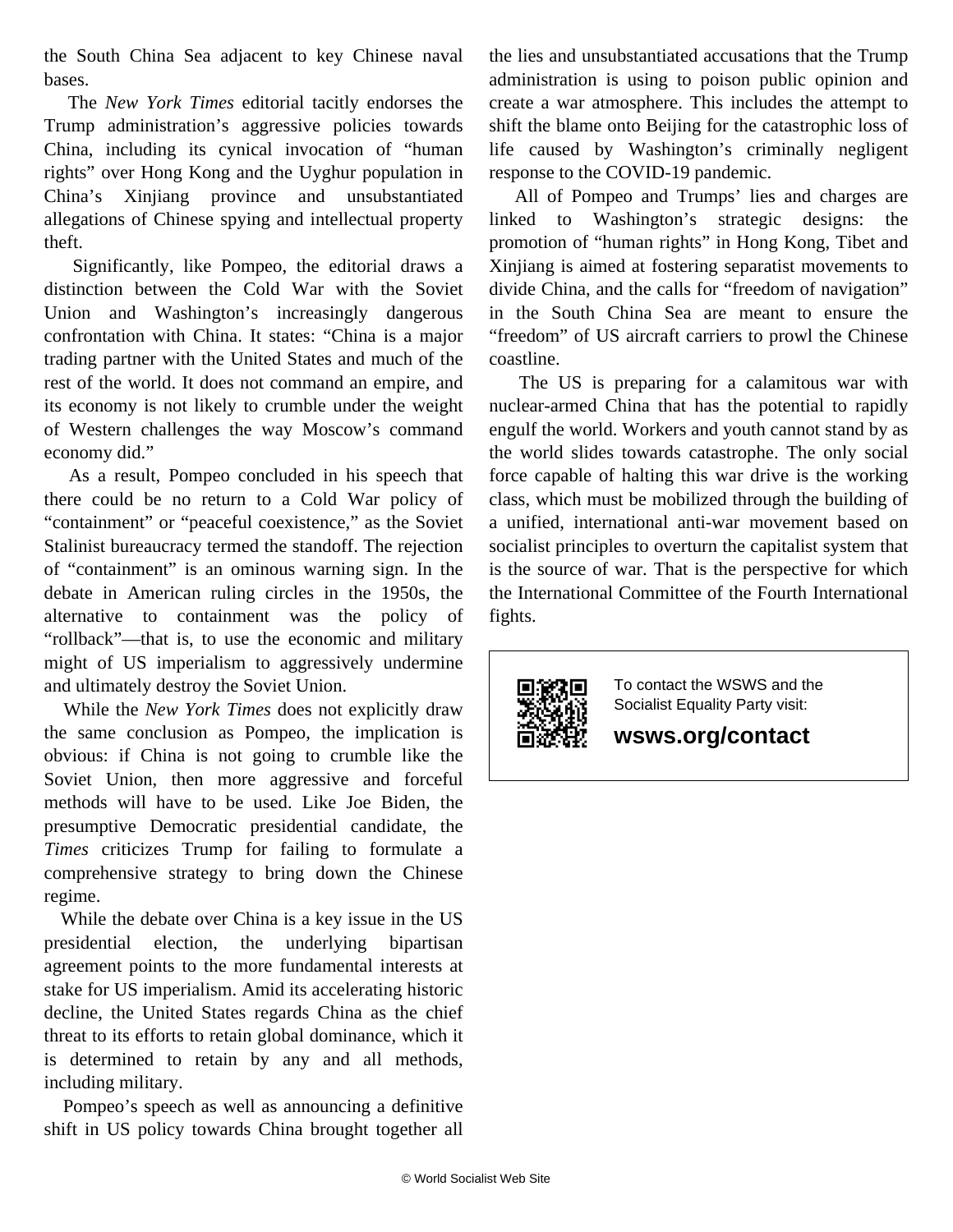the South China Sea adjacent to key Chinese naval bases.

The *New York Times* editorial tacitly endorses the Trump administration's aggressive policies towards China, including its cynical invocation of "human rights" over Hong Kong and the Uyghur population in China's Xinjiang province and unsubstantiated allegations of Chinese spying and intellectual property theft.

Significantly, like Pompeo, the editorial draws a distinction between the Cold War with the Soviet Union and Washington's increasingly dangerous confrontation with China. It states: "China is a major trading partner with the United States and much of the rest of the world. It does not command an empire, and its economy is not likely to crumble under the weight of Western challenges the way Moscow's command economy did."

As a result, Pompeo concluded in his speech that there could be no return to a Cold War policy of "containment" or "peaceful coexistence," as the Soviet Stalinist bureaucracy termed the standoff. The rejection of "containment" is an ominous warning sign. In the debate in American ruling circles in the 1950s, the alternative to containment was the policy of "rollback"—that is, to use the economic and military might of US imperialism to aggressively undermine and ultimately destroy the Soviet Union.

While the *New York Times* does not explicitly draw the same conclusion as Pompeo, the implication is obvious: if China is not going to crumble like the Soviet Union, then more aggressive and forceful methods will have to be used. Like Joe Biden, the presumptive Democratic presidential candidate, the *Times* criticizes Trump for failing to formulate a comprehensive strategy to bring down the Chinese regime.

While the debate over China is a key issue in the US presidential election, the underlying bipartisan agreement points to the more fundamental interests at stake for US imperialism. Amid its accelerating historic decline, the United States regards China as the chief threat to its efforts to retain global dominance, which it is determined to retain by any and all methods, including military.

Pompeo's speech as well as announcing a definitive shift in US policy towards China brought together all the lies and unsubstantiated accusations that the Trump administration is using to poison public opinion and create a war atmosphere. This includes the attempt to shift the blame onto Beijing for the catastrophic loss of life caused by Washington's criminally negligent response to the COVID-19 pandemic.

All of Pompeo and Trumps' lies and charges are linked to Washington's strategic designs: the promotion of "human rights" in Hong Kong, Tibet and Xinjiang is aimed at fostering separatist movements to divide China, and the calls for "freedom of navigation" in the South China Sea are meant to ensure the "freedom" of US aircraft carriers to prowl the Chinese coastline.

The US is preparing for a calamitous war with nuclear-armed China that has the potential to rapidly engulf the world. Workers and youth cannot stand by as the world slides towards catastrophe. The only social force capable of halting this war drive is the working class, which must be mobilized through the building of a unified, international anti-war movement based on socialist principles to overturn the capitalist system that is the source of war. That is the perspective for which the International Committee of the Fourth International fights.

To contact the WSWS and the Socialist Equality Party visit:

**wsws.org/contact**